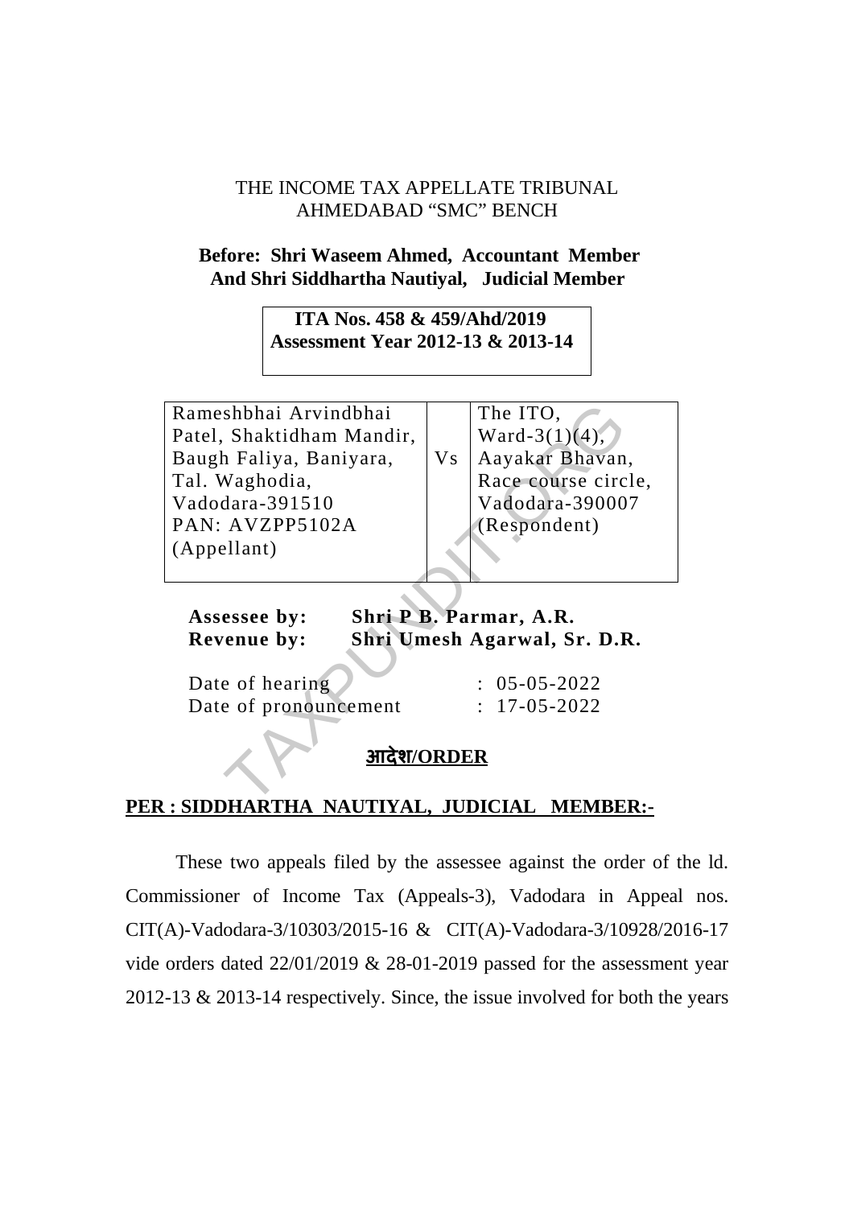THE INCOME TAX APPELLATE TRIBUNAL
AHMEDABAD "SMC" BENCH

**Before: Shri Waseem Ahmed, Accountant Member**
**And Shri Siddhartha Nautiyal, Judicial Member**

**ITA Nos. 458 & 459/Ahd/2019**
**Assessment Year 2012-13 & 2013-14**

| Rameshbhai Arvindbhai Patel, Shaktidham Mandir, Baugh Faliya, Baniyara, Tal. Waghodia, Vadodara-391510 PAN: AVZPP5102A (Appellant) | Vs | The ITO, Ward-3(1)(4), Aayakar Bhavan, Race course circle, Vadodara-390007 (Respondent) |
|---|---|---|

**Assessee by:** **Shri P B. Parmar, A.R.**
**Revenue by:** **Shri Umesh Agarwal, Sr. D.R.**

Date of hearing : 05-05-2022
Date of pronouncement : 17-05-2022

**आदेश/ORDER**

**PER : SIDDHARTHA NAUTIYAL, JUDICIAL MEMBER:-**

These two appeals filed by the assessee against the order of the ld. Commissioner of Income Tax (Appeals-3), Vadodara in Appeal nos. CIT(A)-Vadodara-3/10303/2015-16 & CIT(A)-Vadodara-3/10928/2016-17 vide orders dated 22/01/2019 & 28-01-2019 passed for the assessment year 2012-13 & 2013-14 respectively. Since, the issue involved for both the years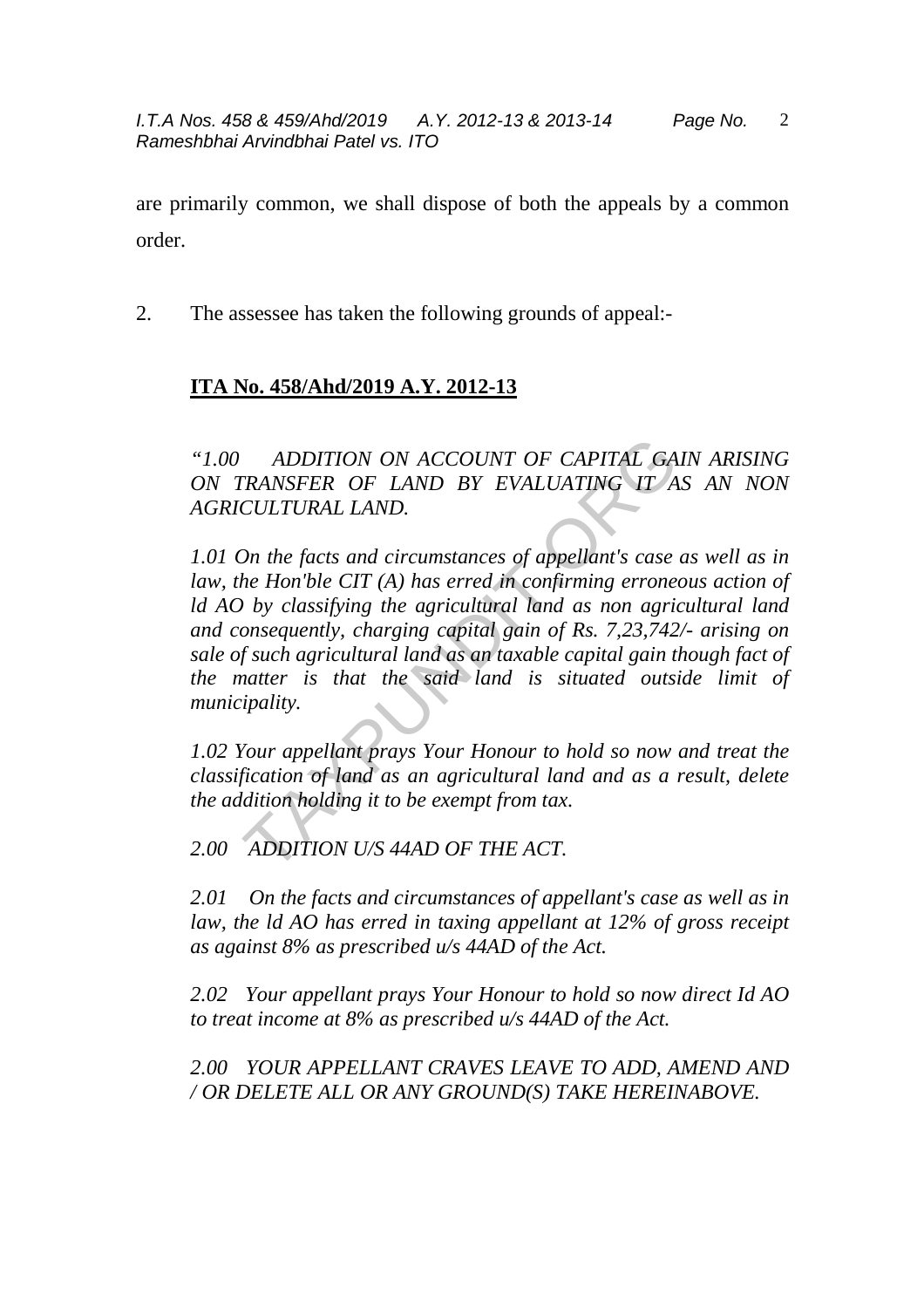are primarily common, we shall dispose of both the appeals by a common order.

2. The assessee has taken the following grounds of appeal:-

**ITA No. 458/Ahd/2019 A.Y. 2012-13**

*"1.00 ADDITION ON ACCOUNT OF CAPITAL GAIN ARISING ON TRANSFER OF LAND BY EVALUATING IT AS AN NON AGRICULTURAL LAND.*

*1.01 On the facts and circumstances of appellant's case as well as in law, the Hon'ble CIT (A) has erred in confirming erroneous action of ld AO by classifying the agricultural land as non agricultural land and consequently, charging capital gain of Rs. 7,23,742/- arising on sale of such agricultural land as an taxable capital gain though fact of the matter is that the said land is situated outside limit of municipality.*

*1.02 Your appellant prays Your Honour to hold so now and treat the classification of land as an agricultural land and as a result, delete the addition holding it to be exempt from tax.*

*2.00 ADDITION U/S 44AD OF THE ACT.*

*2.01 On the facts and circumstances of appellant's case as well as in law, the ld AO has erred in taxing appellant at 12% of gross receipt as against 8% as prescribed u/s 44AD of the Act.*

*2.02 Your appellant prays Your Honour to hold so now direct Id AO to treat income at 8% as prescribed u/s 44AD of the Act.*

*2.00 YOUR APPELLANT CRAVES LEAVE TO ADD, AMEND AND / OR DELETE ALL OR ANY GROUND(S) TAKE HEREINABOVE.*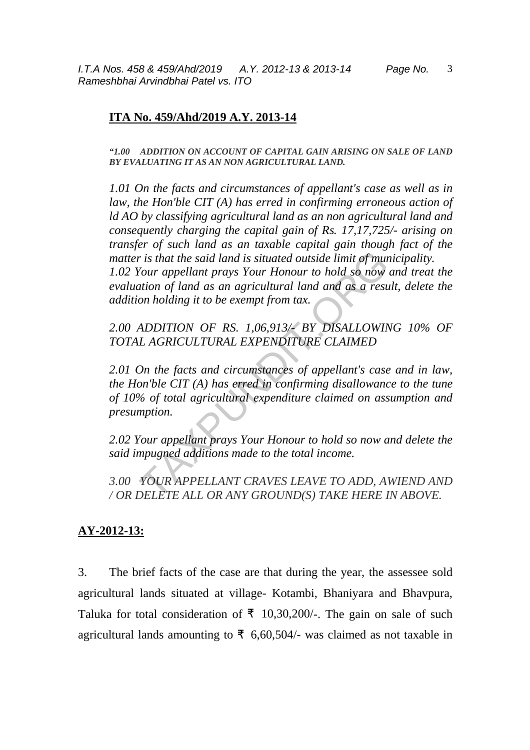**ITA No. 459/Ahd/2019 A.Y. 2013-14**

*"1.00 ADDITION ON ACCOUNT OF CAPITAL GAIN ARISING ON SALE OF LAND BY EVALUATING IT AS AN NON AGRICULTURAL LAND.*

*1.01 On the facts and circumstances of appellant's case as well as in law, the Hon'ble CIT (A) has erred in confirming erroneous action of ld AO by classifying agricultural land as an non agricultural land and consequently charging the capital gain of Rs. 17,17,725/- arising on transfer of such land as an taxable capital gain though fact of the matter is that the said land is situated outside limit of municipality.*
*1.02 Your appellant prays Your Honour to hold so now and treat the evaluation of land as an agricultural land and as a result, delete the addition holding it to be exempt from tax.*

*2.00 ADDITION OF RS. 1,06,913/- BY DISALLOWING 10% OF TOTAL AGRICULTURAL EXPENDITURE CLAIMED*

*2.01 On the facts and circumstances of appellant's case and in law, the Hon'ble CIT (A) has erred in confirming disallowance to the tune of 10% of total agricultural expenditure claimed on assumption and presumption.*

*2.02 Your appellant prays Your Honour to hold so now and delete the said impugned additions made to the total income.*

*3.00 YOUR APPELLANT CRAVES LEAVE TO ADD, AWIEND AND / OR DELETE ALL OR ANY GROUND(S) TAKE HERE IN ABOVE.*

**AY-2012-13:**

3. The brief facts of the case are that during the year, the assessee sold agricultural lands situated at village- Kotambi, Bhaniyara and Bhavpura, Taluka for total consideration of ₹ 10,30,200/-. The gain on sale of such agricultural lands amounting to ₹ 6,60,504/- was claimed as not taxable in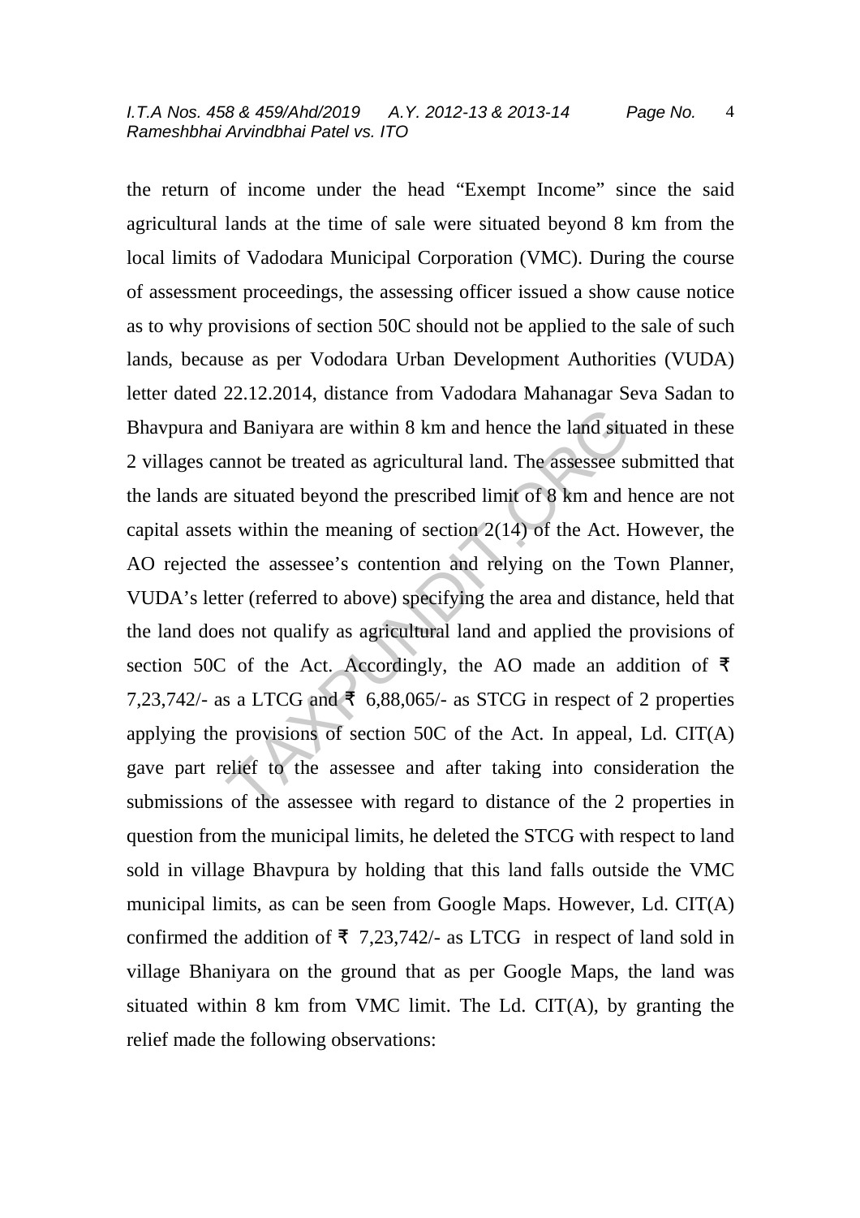the return of income under the head "Exempt Income" since the said agricultural lands at the time of sale were situated beyond 8 km from the local limits of Vadodara Municipal Corporation (VMC). During the course of assessment proceedings, the assessing officer issued a show cause notice as to why provisions of section 50C should not be applied to the sale of such lands, because as per Vododara Urban Development Authorities (VUDA) letter dated 22.12.2014, distance from Vadodara Mahanagar Seva Sadan to Bhavpura and Baniyara are within 8 km and hence the land situated in these 2 villages cannot be treated as agricultural land. The assessee submitted that the lands are situated beyond the prescribed limit of 8 km and hence are not capital assets within the meaning of section 2(14) of the Act. However, the AO rejected the assessee's contention and relying on the Town Planner, VUDA's letter (referred to above) specifying the area and distance, held that the land does not qualify as agricultural land and applied the provisions of section 50C of the Act. Accordingly, the AO made an addition of ₹ 7,23,742/- as a LTCG and ₹ 6,88,065/- as STCG in respect of 2 properties applying the provisions of section 50C of the Act. In appeal, Ld. CIT(A) gave part relief to the assessee and after taking into consideration the submissions of the assessee with regard to distance of the 2 properties in question from the municipal limits, he deleted the STCG with respect to land sold in village Bhavpura by holding that this land falls outside the VMC municipal limits, as can be seen from Google Maps. However, Ld. CIT(A) confirmed the addition of ₹ 7,23,742/- as LTCG in respect of land sold in village Bhaniyara on the ground that as per Google Maps, the land was situated within 8 km from VMC limit. The Ld. CIT(A), by granting the relief made the following observations: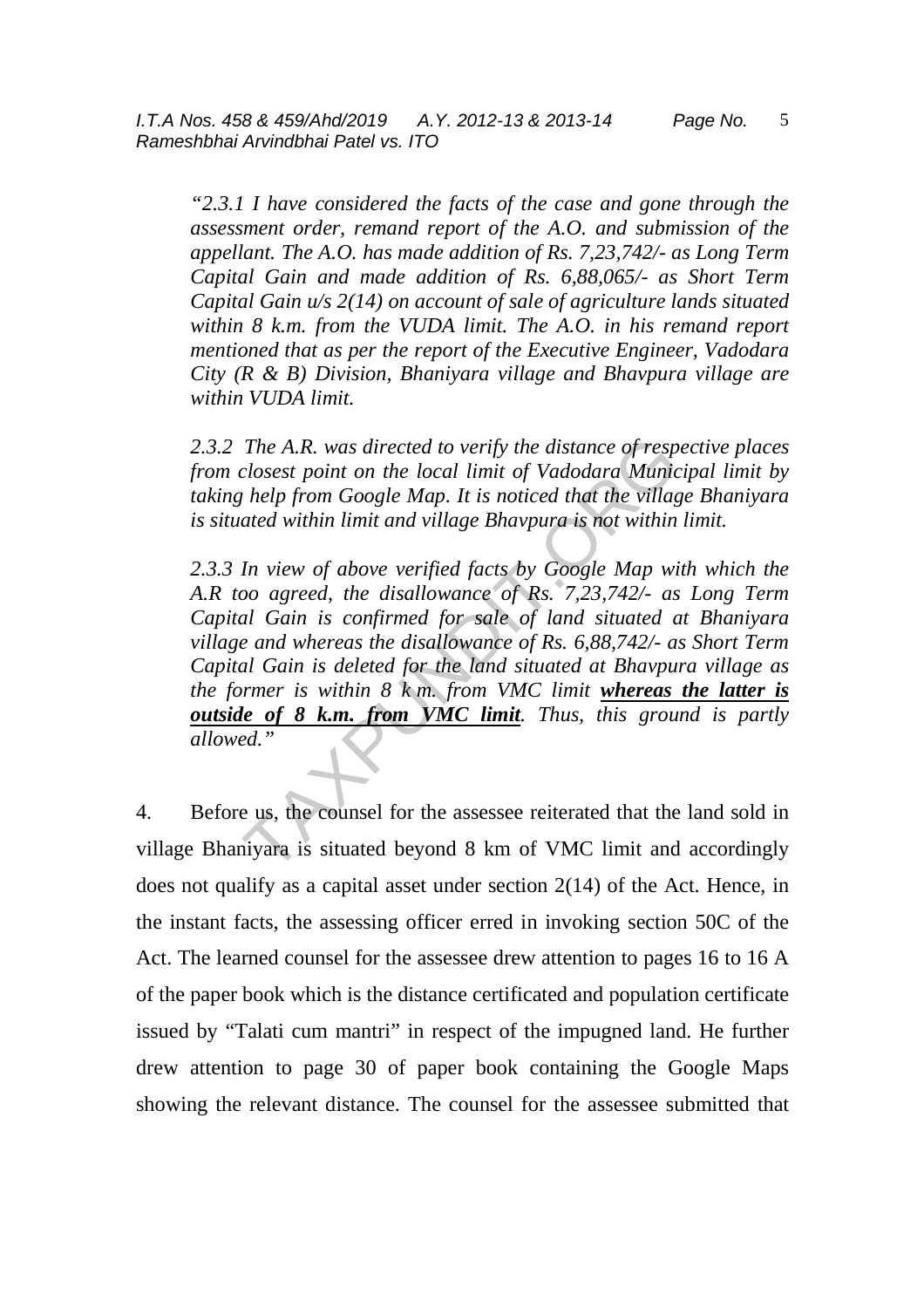*"2.3.1 I have considered the facts of the case and gone through the assessment order, remand report of the A.O. and submission of the appellant. The A.O. has made addition of Rs. 7,23,742/- as Long Term Capital Gain and made addition of Rs. 6,88,065/- as Short Term Capital Gain u/s 2(14) on account of sale of agriculture lands situated within 8 k.m. from the VUDA limit. The A.O. in his remand report mentioned that as per the report of the Executive Engineer, Vadodara City (R & B) Division, Bhaniyara village and Bhavpura village are within VUDA limit.*

*2.3.2 The A.R. was directed to verify the distance of respective places from closest point on the local limit of Vadodara Municipal limit by taking help from Google Map. It is noticed that the village Bhaniyara is situated within limit and village Bhavpura is not within limit.*

*2.3.3 In view of above verified facts by Google Map with which the A.R too agreed, the disallowance of Rs. 7,23,742/- as Long Term Capital Gain is confirmed for sale of land situated at Bhaniyara village and whereas the disallowance of Rs. 6,88,742/- as Short Term Capital Gain is deleted for the land situated at Bhavpura village as the former is within 8 k m. from VMC limit* ***whereas the latter is outside of 8 k.m. from VMC limit****. Thus, this ground is partly allowed."*

4. Before us, the counsel for the assessee reiterated that the land sold in village Bhaniyara is situated beyond 8 km of VMC limit and accordingly does not qualify as a capital asset under section 2(14) of the Act. Hence, in the instant facts, the assessing officer erred in invoking section 50C of the Act. The learned counsel for the assessee drew attention to pages 16 to 16 A of the paper book which is the distance certificated and population certificate issued by "Talati cum mantri" in respect of the impugned land. He further drew attention to page 30 of paper book containing the Google Maps showing the relevant distance. The counsel for the assessee submitted that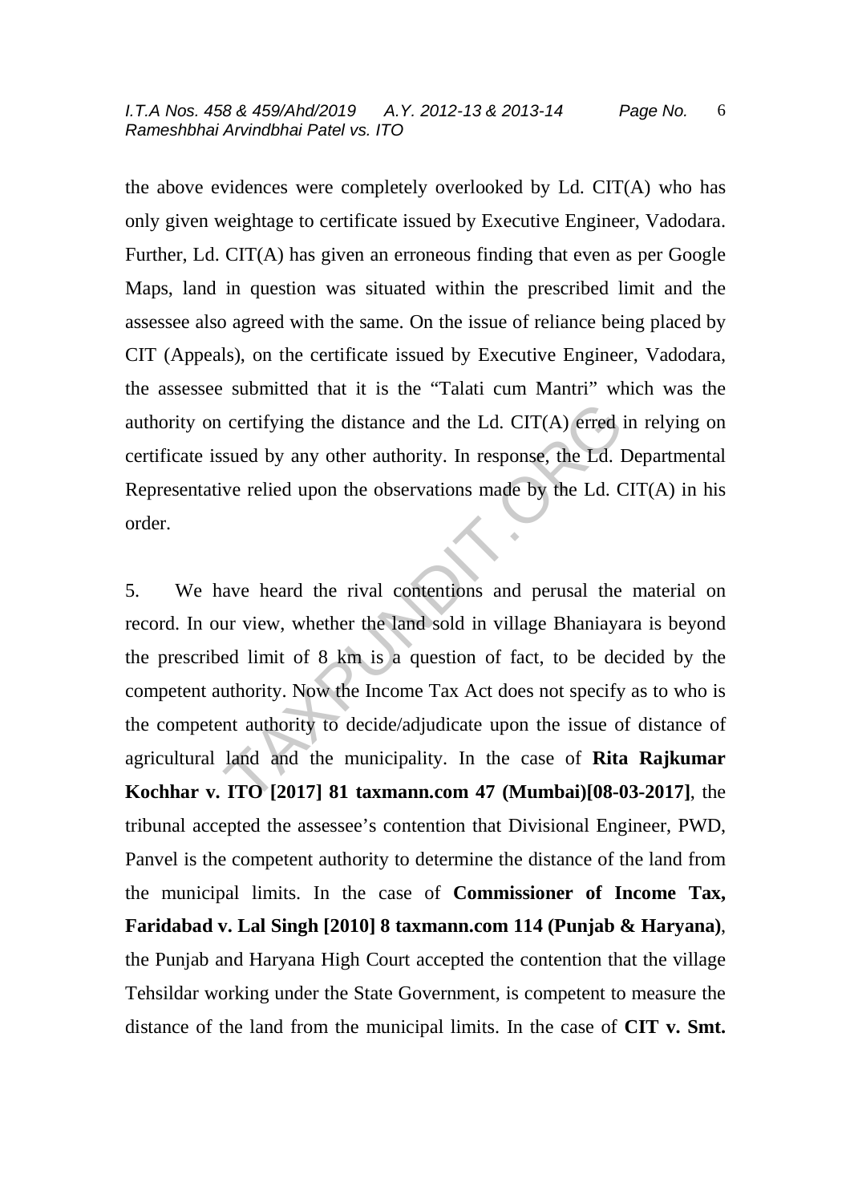the above evidences were completely overlooked by Ld. CIT(A) who has only given weightage to certificate issued by Executive Engineer, Vadodara. Further, Ld. CIT(A) has given an erroneous finding that even as per Google Maps, land in question was situated within the prescribed limit and the assessee also agreed with the same. On the issue of reliance being placed by CIT (Appeals), on the certificate issued by Executive Engineer, Vadodara, the assessee submitted that it is the "Talati cum Mantri" which was the authority on certifying the distance and the Ld. CIT(A) erred in relying on certificate issued by any other authority. In response, the Ld. Departmental Representative relied upon the observations made by the Ld. CIT(A) in his order.

5. We have heard the rival contentions and perusal the material on record. In our view, whether the land sold in village Bhaniayara is beyond the prescribed limit of 8 km is a question of fact, to be decided by the competent authority. Now the Income Tax Act does not specify as to who is the competent authority to decide/adjudicate upon the issue of distance of agricultural land and the municipality. In the case of **Rita Rajkumar Kochhar v. ITO [2017] 81 taxmann.com 47 (Mumbai)[08-03-2017]**, the tribunal accepted the assessee's contention that Divisional Engineer, PWD, Panvel is the competent authority to determine the distance of the land from the municipal limits. In the case of **Commissioner of Income Tax, Faridabad v. Lal Singh [2010] 8 taxmann.com 114 (Punjab & Haryana)**, the Punjab and Haryana High Court accepted the contention that the village Tehsildar working under the State Government, is competent to measure the distance of the land from the municipal limits. In the case of **CIT v. Smt.**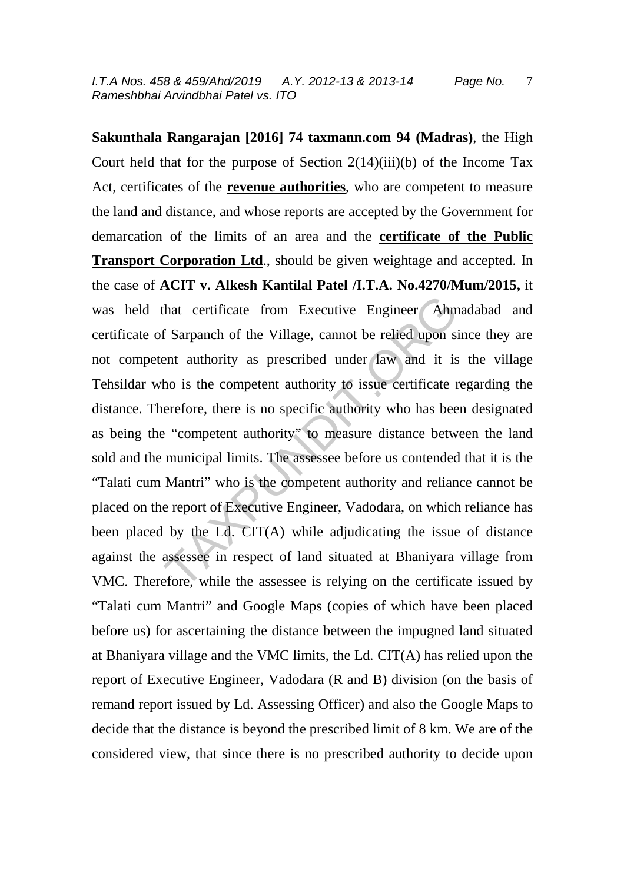**Sakunthala Rangarajan [2016] 74 taxmann.com 94 (Madras)**, the High Court held that for the purpose of Section 2(14)(iii)(b) of the Income Tax Act, certificates of the **revenue authorities**, who are competent to measure the land and distance, and whose reports are accepted by the Government for demarcation of the limits of an area and the **certificate of the Public Transport Corporation Ltd**., should be given weightage and accepted. In the case of **ACIT v. Alkesh Kantilal Patel /I.T.A. No.4270/Mum/2015,** it was held that certificate from Executive Engineer Ahmadabad and certificate of Sarpanch of the Village, cannot be relied upon since they are not competent authority as prescribed under law and it is the village Tehsildar who is the competent authority to issue certificate regarding the distance. Therefore, there is no specific authority who has been designated as being the "competent authority" to measure distance between the land sold and the municipal limits. The assessee before us contended that it is the "Talati cum Mantri" who is the competent authority and reliance cannot be placed on the report of Executive Engineer, Vadodara, on which reliance has been placed by the Ld. CIT(A) while adjudicating the issue of distance against the assessee in respect of land situated at Bhaniyara village from VMC. Therefore, while the assessee is relying on the certificate issued by "Talati cum Mantri" and Google Maps (copies of which have been placed before us) for ascertaining the distance between the impugned land situated at Bhaniyara village and the VMC limits, the Ld. CIT(A) has relied upon the report of Executive Engineer, Vadodara (R and B) division (on the basis of remand report issued by Ld. Assessing Officer) and also the Google Maps to decide that the distance is beyond the prescribed limit of 8 km. We are of the considered view, that since there is no prescribed authority to decide upon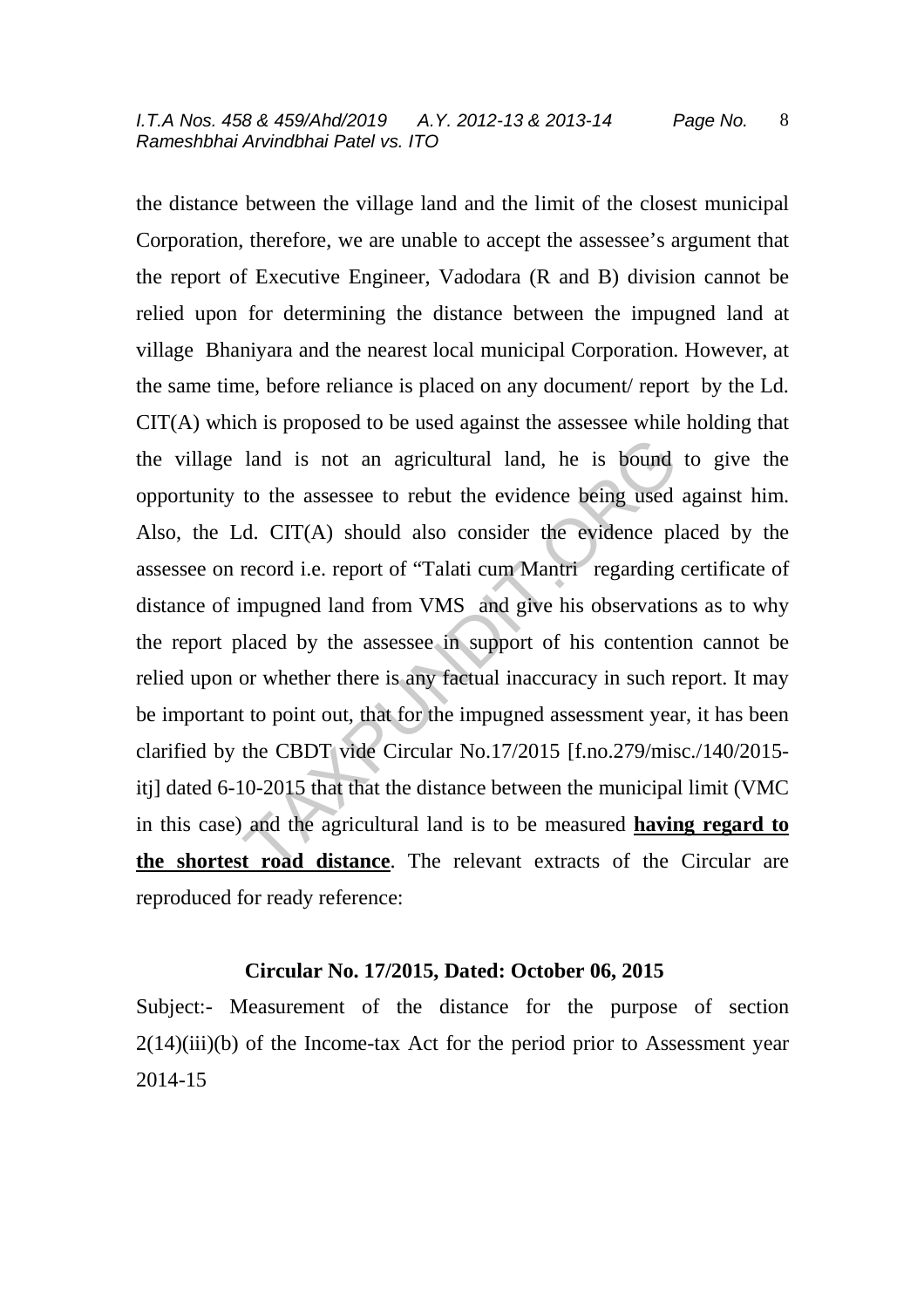the distance between the village land and the limit of the closest municipal Corporation, therefore, we are unable to accept the assessee's argument that the report of Executive Engineer, Vadodara (R and B) division cannot be relied upon for determining the distance between the impugned land at village Bhaniyara and the nearest local municipal Corporation. However, at the same time, before reliance is placed on any document/ report by the Ld. CIT(A) which is proposed to be used against the assessee while holding that the village land is not an agricultural land, he is bound to give the opportunity to the assessee to rebut the evidence being used against him. Also, the Ld. CIT(A) should also consider the evidence placed by the assessee on record i.e. report of "Talati cum Mantri regarding certificate of distance of impugned land from VMS and give his observations as to why the report placed by the assessee in support of his contention cannot be relied upon or whether there is any factual inaccuracy in such report. It may be important to point out, that for the impugned assessment year, it has been clarified by the CBDT vide Circular No.17/2015 [f.no.279/misc./140/2015-itj] dated 6-10-2015 that that the distance between the municipal limit (VMC in this case) and the agricultural land is to be measured **<u>having regard to the shortest road distance</u>**. The relevant extracts of the Circular are reproduced for ready reference:

**Circular No. 17/2015, Dated: October 06, 2015**

Subject:- Measurement of the distance for the purpose of section 2(14)(iii)(b) of the Income-tax Act for the period prior to Assessment year 2014-15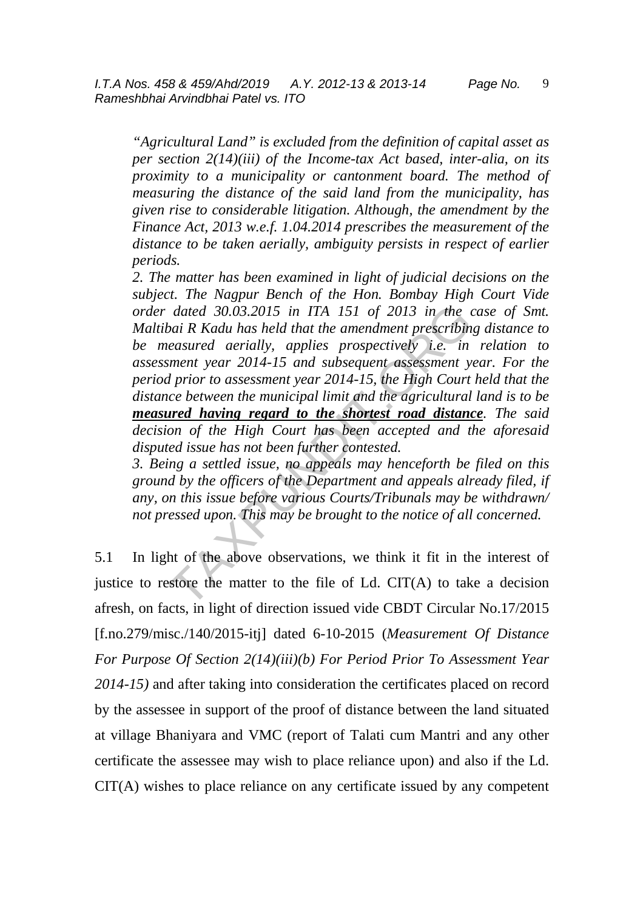*"Agricultural Land" is excluded from the definition of capital asset as per section 2(14)(iii) of the Income-tax Act based, inter-alia, on its proximity to a municipality or cantonment board. The method of measuring the distance of the said land from the municipality, has given rise to considerable litigation. Although, the amendment by the Finance Act, 2013 w.e.f. 1.04.2014 prescribes the measurement of the distance to be taken aerially, ambiguity persists in respect of earlier periods.*

*2. The matter has been examined in light of judicial decisions on the subject. The Nagpur Bench of the Hon. Bombay High Court Vide order dated 30.03.2015 in ITA 151 of 2013 in the case of Smt. Maltibai R Kadu has held that the amendment prescribing distance to be measured aerially, applies prospectively i.e. in relation to assessment year 2014-15 and subsequent assessment year. For the period prior to assessment year 2014-15, the High Court held that the distance between the municipal limit and the agricultural land is to be* ***measured having regard to the shortest road distance****. The said decision of the High Court has been accepted and the aforesaid disputed issue has not been further contested.*

*3. Being a settled issue, no appeals may henceforth be filed on this ground by the officers of the Department and appeals already filed, if any, on this issue before various Courts/Tribunals may be withdrawn/ not pressed upon. This may be brought to the notice of all concerned.*

5.1 In light of the above observations, we think it fit in the interest of justice to restore the matter to the file of Ld. CIT(A) to take a decision afresh, on facts, in light of direction issued vide CBDT Circular No.17/2015 [f.no.279/misc./140/2015-itj] dated 6-10-2015 (*Measurement Of Distance For Purpose Of Section 2(14)(iii)(b) For Period Prior To Assessment Year 2014-15)* and after taking into consideration the certificates placed on record by the assessee in support of the proof of distance between the land situated at village Bhaniyara and VMC (report of Talati cum Mantri and any other certificate the assessee may wish to place reliance upon) and also if the Ld. CIT(A) wishes to place reliance on any certificate issued by any competent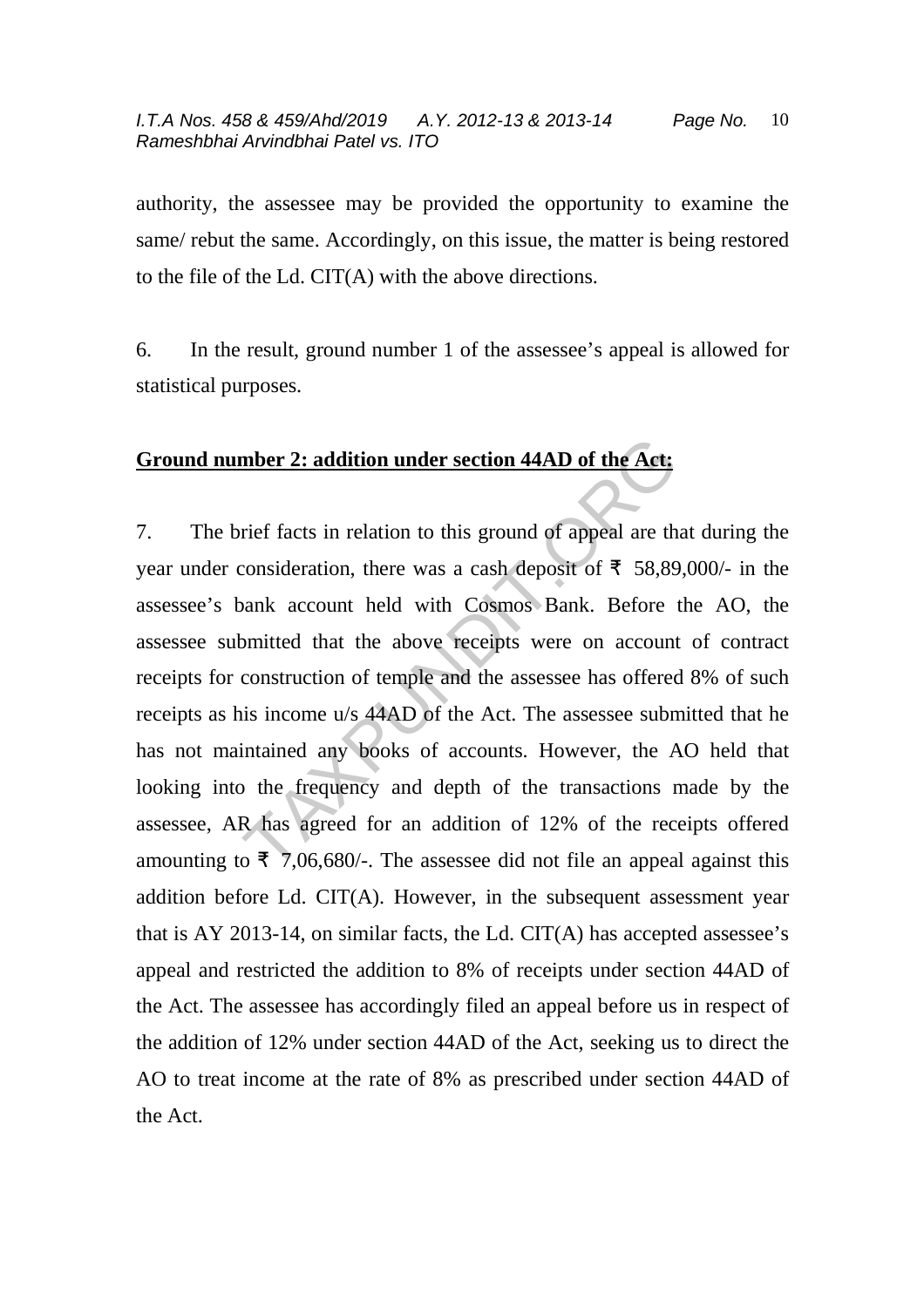authority, the assessee may be provided the opportunity to examine the same/ rebut the same. Accordingly, on this issue, the matter is being restored to the file of the Ld. CIT(A) with the above directions.

6. In the result, ground number 1 of the assessee's appeal is allowed for statistical purposes.

**Ground number 2: addition under section 44AD of the Act:**

7. The brief facts in relation to this ground of appeal are that during the year under consideration, there was a cash deposit of ₹ 58,89,000/- in the assessee's bank account held with Cosmos Bank. Before the AO, the assessee submitted that the above receipts were on account of contract receipts for construction of temple and the assessee has offered 8% of such receipts as his income u/s 44AD of the Act. The assessee submitted that he has not maintained any books of accounts. However, the AO held that looking into the frequency and depth of the transactions made by the assessee, AR has agreed for an addition of 12% of the receipts offered amounting to ₹ 7,06,680/-. The assessee did not file an appeal against this addition before Ld. CIT(A). However, in the subsequent assessment year that is AY 2013-14, on similar facts, the Ld. CIT(A) has accepted assessee's appeal and restricted the addition to 8% of receipts under section 44AD of the Act. The assessee has accordingly filed an appeal before us in respect of the addition of 12% under section 44AD of the Act, seeking us to direct the AO to treat income at the rate of 8% as prescribed under section 44AD of the Act.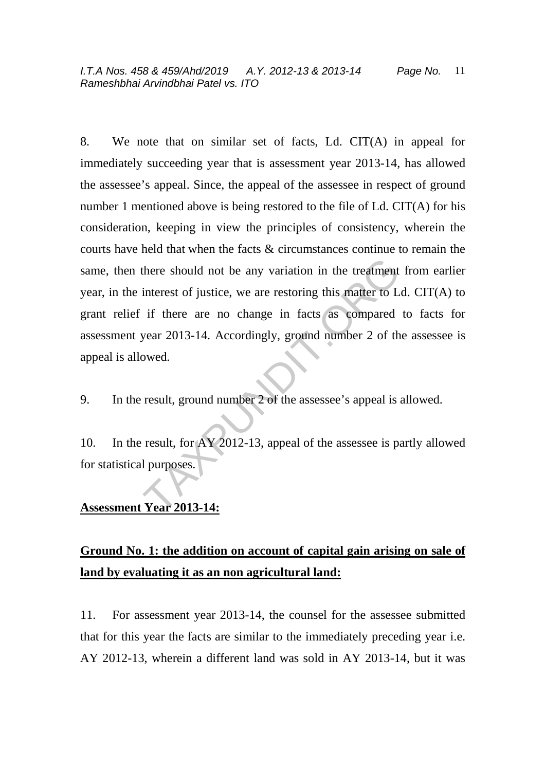8. We note that on similar set of facts, Ld. CIT(A) in appeal for immediately succeeding year that is assessment year 2013-14, has allowed the assessee's appeal. Since, the appeal of the assessee in respect of ground number 1 mentioned above is being restored to the file of Ld. CIT(A) for his consideration, keeping in view the principles of consistency, wherein the courts have held that when the facts & circumstances continue to remain the same, then there should not be any variation in the treatment from earlier year, in the interest of justice, we are restoring this matter to Ld. CIT(A) to grant relief if there are no change in facts as compared to facts for assessment year 2013-14. Accordingly, ground number 2 of the assessee is appeal is allowed.

9. In the result, ground number 2 of the assessee's appeal is allowed.

10. In the result, for AY 2012-13, appeal of the assessee is partly allowed for statistical purposes.

**Assessment Year 2013-14:**

**Ground No. 1: the addition on account of capital gain arising on sale of land by evaluating it as an non agricultural land:**

11. For assessment year 2013-14, the counsel for the assessee submitted that for this year the facts are similar to the immediately preceding year i.e. AY 2012-13, wherein a different land was sold in AY 2013-14, but it was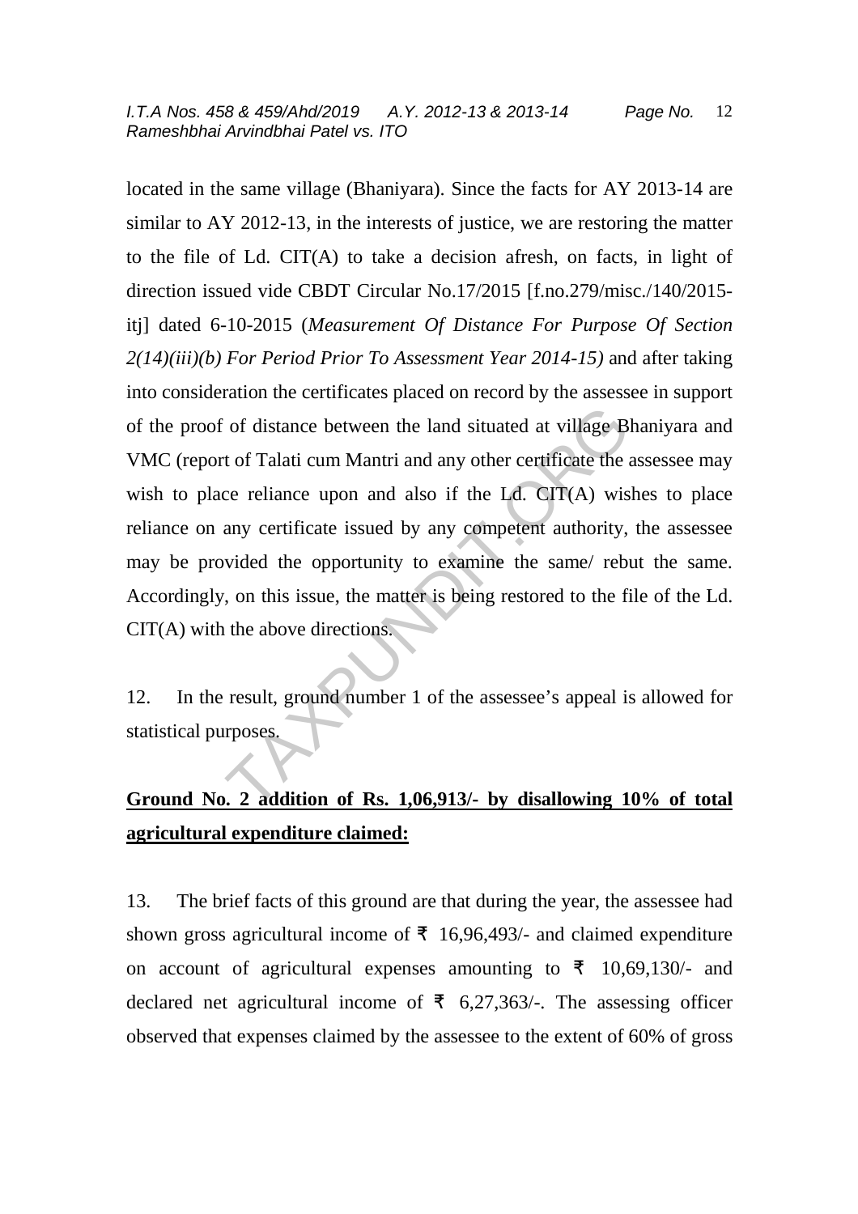located in the same village (Bhaniyara). Since the facts for AY 2013-14 are similar to AY 2012-13, in the interests of justice, we are restoring the matter to the file of Ld. CIT(A) to take a decision afresh, on facts, in light of direction issued vide CBDT Circular No.17/2015 [f.no.279/misc./140/2015-itj] dated 6-10-2015 (*Measurement Of Distance For Purpose Of Section 2(14)(iii)(b) For Period Prior To Assessment Year 2014-15)* and after taking into consideration the certificates placed on record by the assessee in support of the proof of distance between the land situated at village Bhaniyara and VMC (report of Talati cum Mantri and any other certificate the assessee may wish to place reliance upon and also if the Ld. CIT(A) wishes to place reliance on any certificate issued by any competent authority, the assessee may be provided the opportunity to examine the same/ rebut the same. Accordingly, on this issue, the matter is being restored to the file of the Ld. CIT(A) with the above directions.

12. In the result, ground number 1 of the assessee's appeal is allowed for statistical purposes.

**<u>Ground No. 2 addition of Rs. 1,06,913/- by disallowing 10% of total agricultural expenditure claimed:</u>**

13. The brief facts of this ground are that during the year, the assessee had shown gross agricultural income of ₹ 16,96,493/- and claimed expenditure on account of agricultural expenses amounting to ₹ 10,69,130/- and declared net agricultural income of ₹ 6,27,363/-. The assessing officer observed that expenses claimed by the assessee to the extent of 60% of gross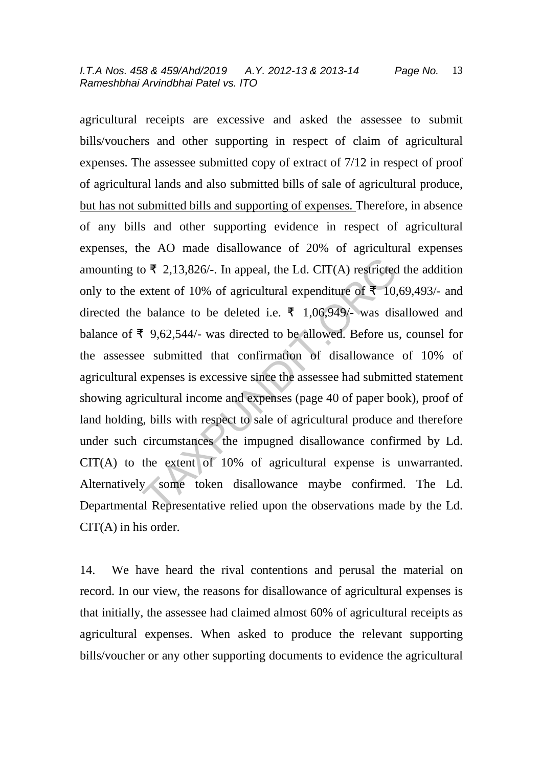agricultural receipts are excessive and asked the assessee to submit bills/vouchers and other supporting in respect of claim of agricultural expenses. The assessee submitted copy of extract of 7/12 in respect of proof of agricultural lands and also submitted bills of sale of agricultural produce, but has not submitted bills and supporting of expenses. Therefore, in absence of any bills and other supporting evidence in respect of agricultural expenses, the AO made disallowance of 20% of agricultural expenses amounting to ₹ 2,13,826/-. In appeal, the Ld. CIT(A) restricted the addition only to the extent of 10% of agricultural expenditure of ₹ 10,69,493/- and directed the balance to be deleted i.e. ₹ 1,06,949/- was disallowed and balance of ₹ 9,62,544/- was directed to be allowed. Before us, counsel for the assessee submitted that confirmation of disallowance of 10% of agricultural expenses is excessive since the assessee had submitted statement showing agricultural income and expenses (page 40 of paper book), proof of land holding, bills with respect to sale of agricultural produce and therefore under such circumstances the impugned disallowance confirmed by Ld. CIT(A) to the extent of 10% of agricultural expense is unwarranted. Alternatively some token disallowance maybe confirmed. The Ld. Departmental Representative relied upon the observations made by the Ld. CIT(A) in his order.

14. We have heard the rival contentions and perusal the material on record. In our view, the reasons for disallowance of agricultural expenses is that initially, the assessee had claimed almost 60% of agricultural receipts as agricultural expenses. When asked to produce the relevant supporting bills/voucher or any other supporting documents to evidence the agricultural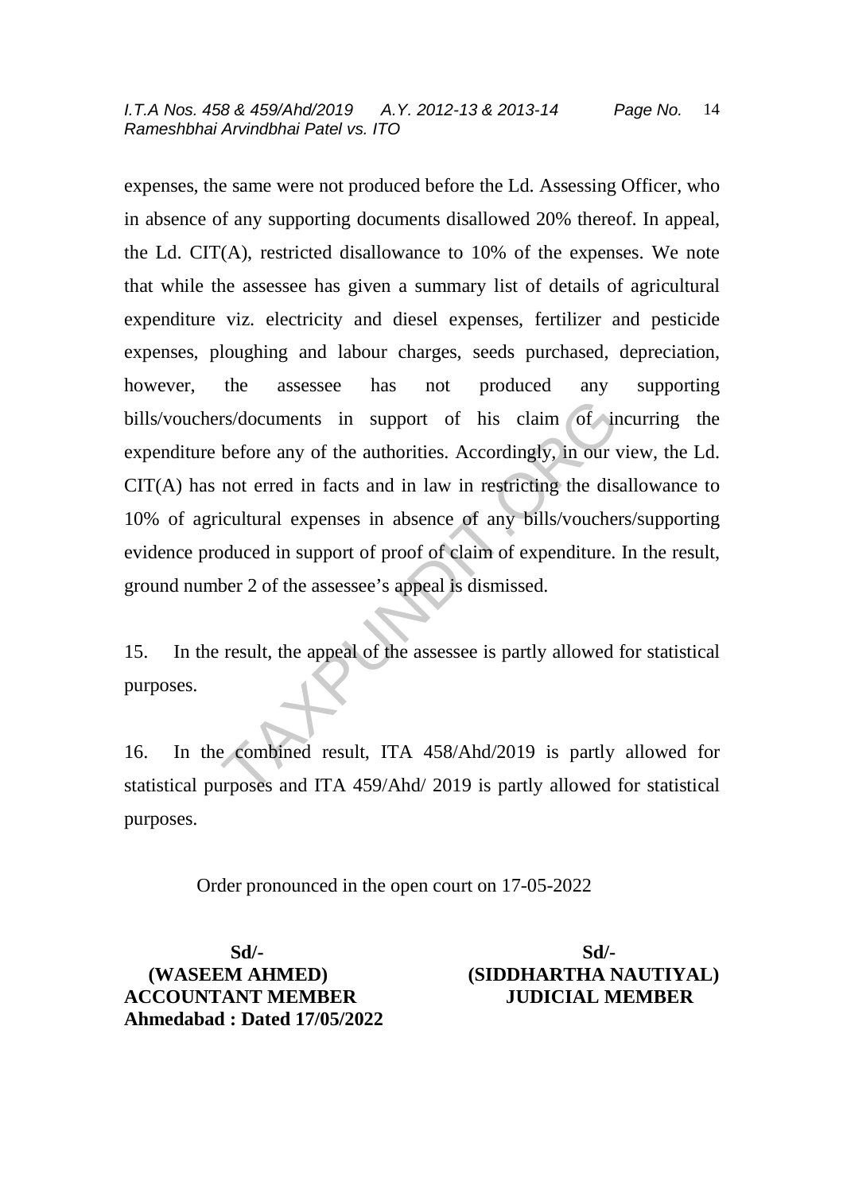expenses, the same were not produced before the Ld. Assessing Officer, who in absence of any supporting documents disallowed 20% thereof. In appeal, the Ld. CIT(A), restricted disallowance to 10% of the expenses. We note that while the assessee has given a summary list of details of agricultural expenditure viz. electricity and diesel expenses, fertilizer and pesticide expenses, ploughing and labour charges, seeds purchased, depreciation, however, the assessee has not produced any supporting bills/vouchers/documents in support of his claim of incurring the expenditure before any of the authorities. Accordingly, in our view, the Ld. CIT(A) has not erred in facts and in law in restricting the disallowance to 10% of agricultural expenses in absence of any bills/vouchers/supporting evidence produced in support of proof of claim of expenditure. In the result, ground number 2 of the assessee's appeal is dismissed.

15. In the result, the appeal of the assessee is partly allowed for statistical purposes.

16. In the combined result, ITA 458/Ahd/2019 is partly allowed for statistical purposes and ITA 459/Ahd/ 2019 is partly allowed for statistical purposes.

Order pronounced in the open court on 17-05-2022

| Sd/- | Sd/- |
|---|---|
| **(WASEEM AHMED)** | **(SIDDHARTHA NAUTIYAL)** |
| **ACCOUNTANT MEMBER** | **JUDICIAL MEMBER** |

**Ahmedabad : Dated 17/05/2022**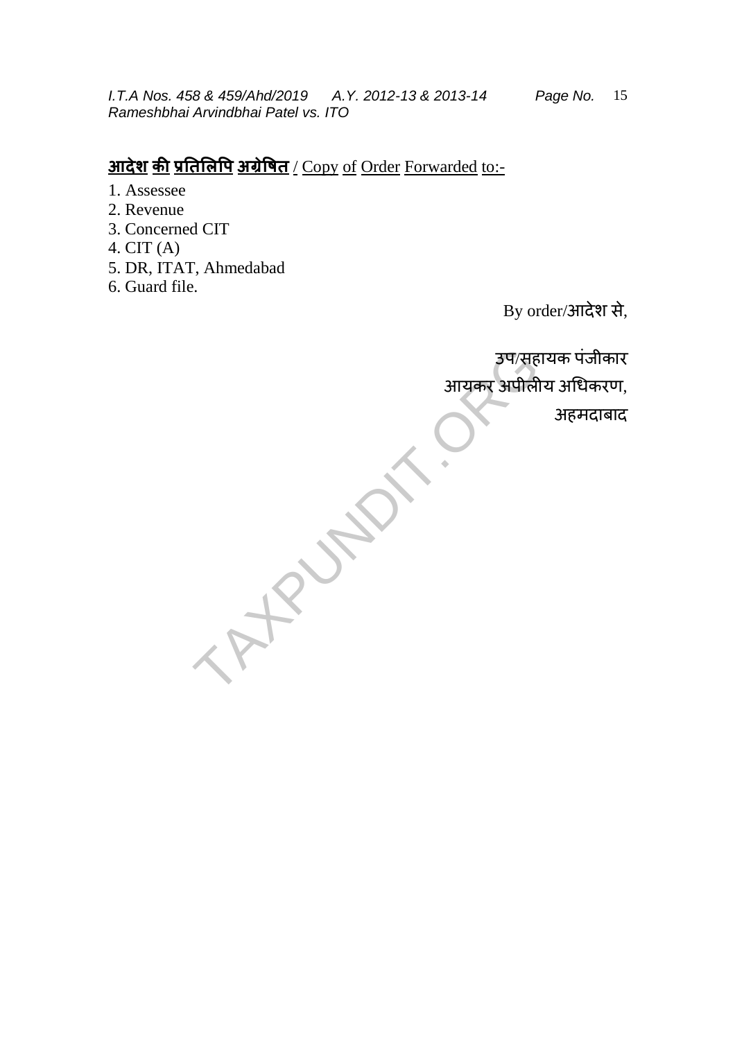**<u>आदेश की प्रतिलिपि अग्रेषित</u>** / <u>Copy of Order Forwarded to:-</u>

1. Assessee
2. Revenue
3. Concerned CIT
4. CIT (A)
5. DR, ITAT, Ahmedabad
6. Guard file.

By order/आदेश से,

उप/सहायक पंजीकार
आयकर अपीलीय अधिकरण,
अहमदाबाद